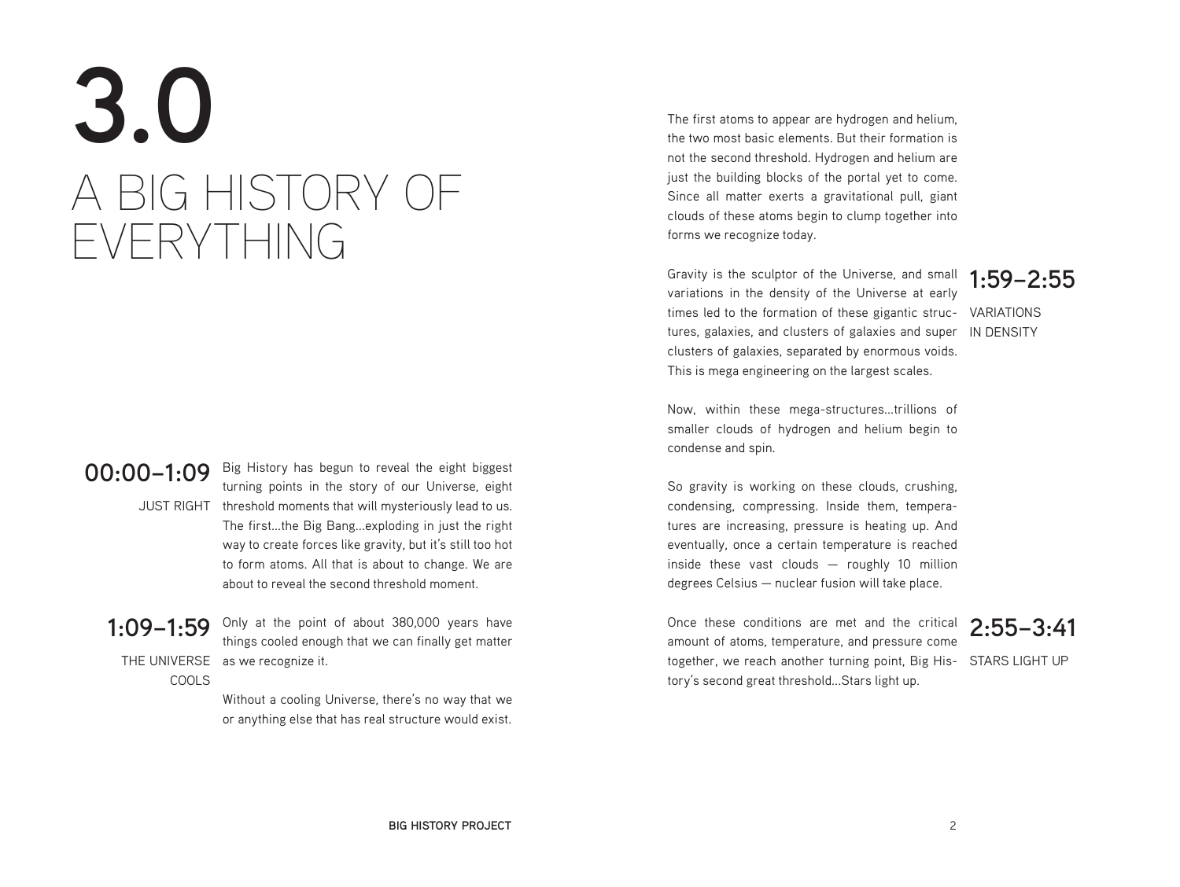# 3.0 A BIG HISTORY OF EVERYTHING

**00:00–1:09**
JUST RIGHT

Big History has begun to reveal the eight biggest turning points in the story of our Universe, eight threshold moments that will mysteriously lead to us. The first...the Big Bang...exploding in just the right way to create forces like gravity, but it's still too hot to form atoms. All that is about to change. We are about to reveal the second threshold moment.

**1:09–1:59**
THE UNIVERSE COOLS

Only at the point of about 380,000 years have things cooled enough that we can finally get matter as we recognize it.

Without a cooling Universe, there's no way that we or anything else that has real structure would exist.

The first atoms to appear are hydrogen and helium, the two most basic elements. But their formation is not the second threshold. Hydrogen and helium are just the building blocks of the portal yet to come. Since all matter exerts a gravitational pull, giant clouds of these atoms begin to clump together into forms we recognize today.

**1:59–2:55**
VARIATIONS IN DENSITY

Gravity is the sculptor of the Universe, and small variations in the density of the Universe at early times led to the formation of these gigantic structures, galaxies, and clusters of galaxies and super clusters of galaxies, separated by enormous voids. This is mega engineering on the largest scales.

Now, within these mega-structures...trillions of smaller clouds of hydrogen and helium begin to condense and spin.

So gravity is working on these clouds, crushing, condensing, compressing. Inside them, temperatures are increasing, pressure is heating up. And eventually, once a certain temperature is reached inside these vast clouds — roughly 10 million degrees Celsius — nuclear fusion will take place.

**2:55–3:41**
STARS LIGHT UP

Once these conditions are met and the critical amount of atoms, temperature, and pressure come together, we reach another turning point, Big History's second great threshold...Stars light up.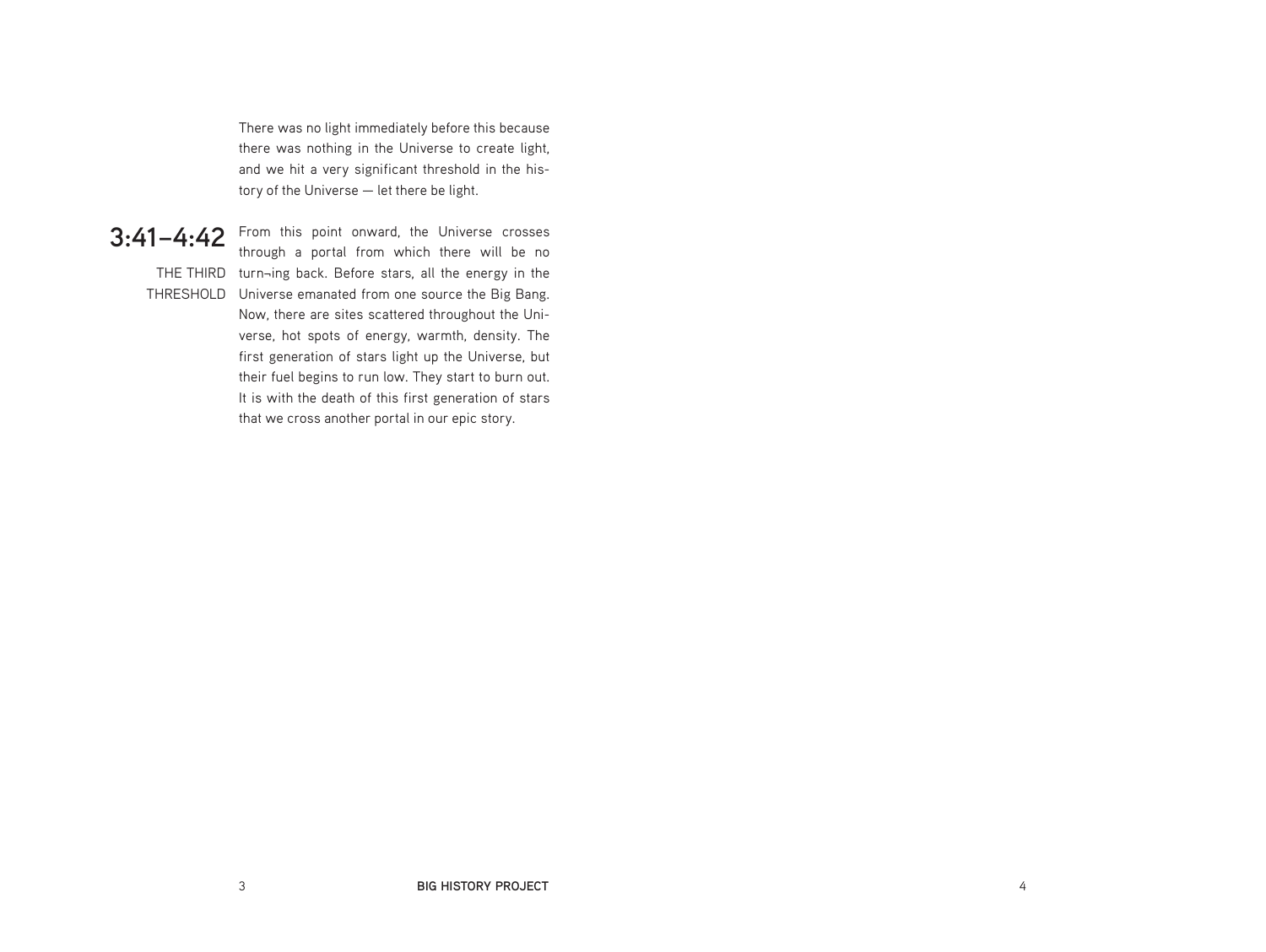There was no light immediately before this because there was nothing in the Universe to create light, and we hit a very significant threshold in the history of the Universe — let there be light.

## 3:41–4:42

THE THIRD THRESHOLD

From this point onward, the Universe crosses through a portal from which there will be no turn¬ing back. Before stars, all the energy in the Universe emanated from one source the Big Bang. Now, there are sites scattered throughout the Universe, hot spots of energy, warmth, density. The first generation of stars light up the Universe, but their fuel begins to run low. They start to burn out. It is with the death of this first generation of stars that we cross another portal in our epic story.